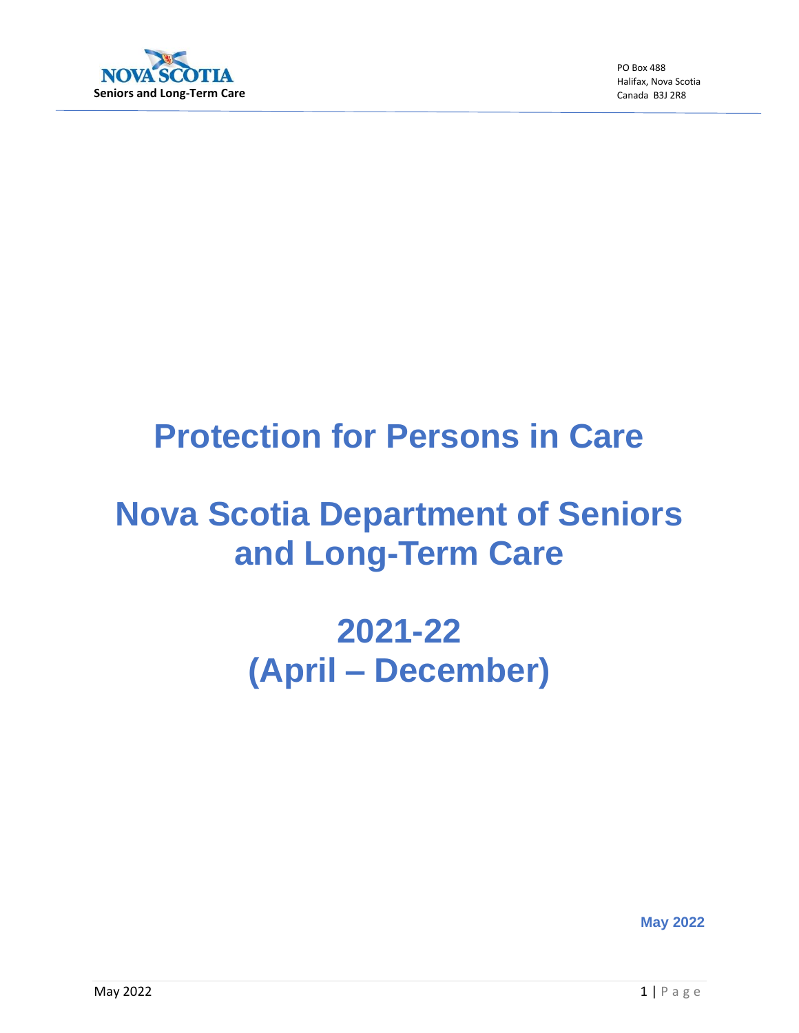Nova Scotia Seniors and Long-Term Care

PO Box 488
Halifax, Nova Scotia
Canada B3J 2R8

# Protection for Persons in Care

# Nova Scotia Department of Seniors and Long-Term Care

# 2021-22 (April – December)

**May 2022**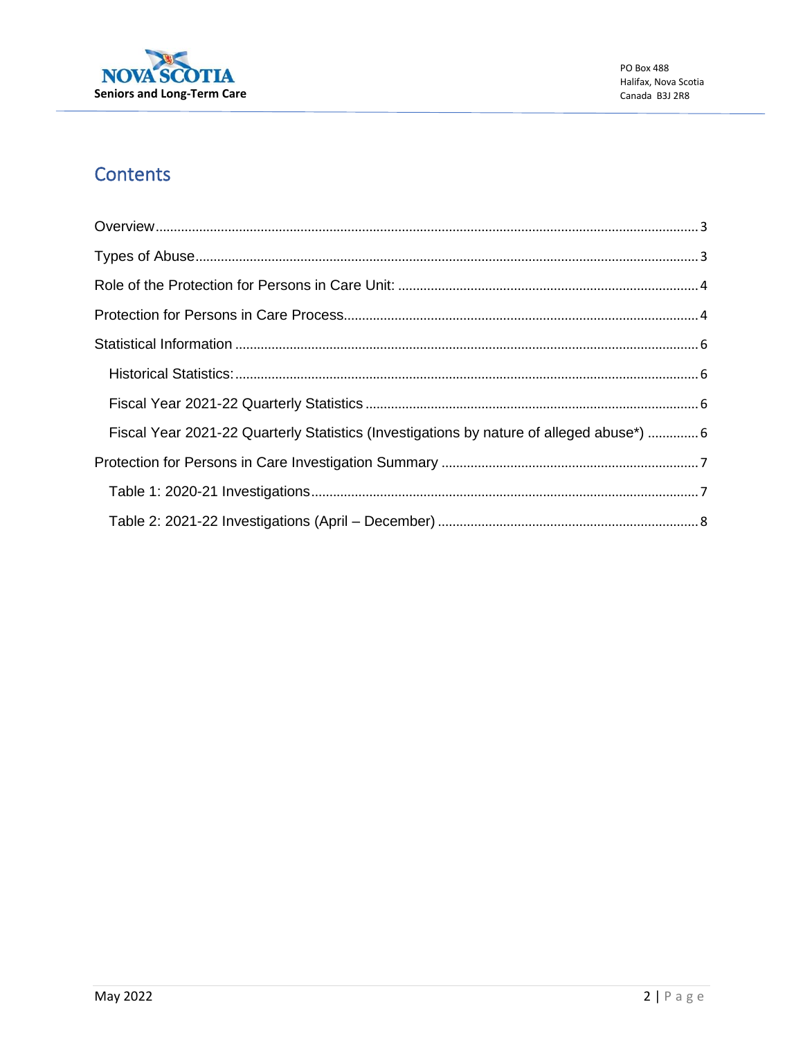# Contents

Overview ..... 3

Types of Abuse ..... 3

Role of the Protection for Persons in Care Unit: ..... 4

Protection for Persons in Care Process ..... 4

Statistical Information ..... 6

- Historical Statistics: ..... 6
- Fiscal Year 2021-22 Quarterly Statistics ..... 6
- Fiscal Year 2021-22 Quarterly Statistics (Investigations by nature of alleged abuse*) ..... 6

Protection for Persons in Care Investigation Summary ..... 7

- Table 1: 2020-21 Investigations ..... 7
- Table 2: 2021-22 Investigations (April – December) ..... 8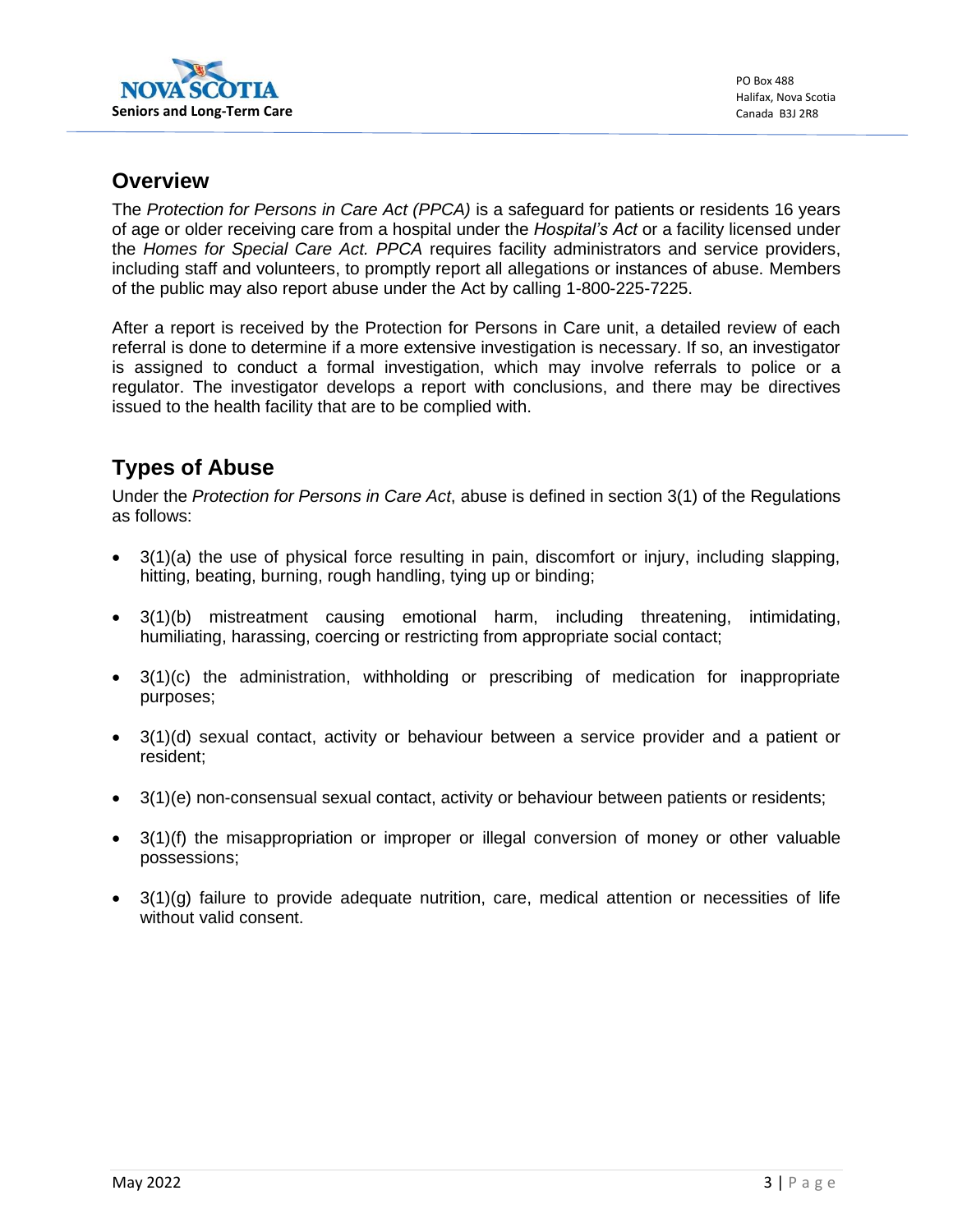## Overview

The *Protection for Persons in Care Act (PPCA)* is a safeguard for patients or residents 16 years of age or older receiving care from a hospital under the *Hospital's Act* or a facility licensed under the *Homes for Special Care Act. PPCA* requires facility administrators and service providers, including staff and volunteers, to promptly report all allegations or instances of abuse. Members of the public may also report abuse under the Act by calling 1-800-225-7225.

After a report is received by the Protection for Persons in Care unit, a detailed review of each referral is done to determine if a more extensive investigation is necessary. If so, an investigator is assigned to conduct a formal investigation, which may involve referrals to police or a regulator. The investigator develops a report with conclusions, and there may be directives issued to the health facility that are to be complied with.

## Types of Abuse

Under the *Protection for Persons in Care Act*, abuse is defined in section 3(1) of the Regulations as follows:

- 3(1)(a) the use of physical force resulting in pain, discomfort or injury, including slapping, hitting, beating, burning, rough handling, tying up or binding;
- 3(1)(b) mistreatment causing emotional harm, including threatening, intimidating, humiliating, harassing, coercing or restricting from appropriate social contact;
- 3(1)(c) the administration, withholding or prescribing of medication for inappropriate purposes;
- 3(1)(d) sexual contact, activity or behaviour between a service provider and a patient or resident;
- 3(1)(e) non-consensual sexual contact, activity or behaviour between patients or residents;
- 3(1)(f) the misappropriation or improper or illegal conversion of money or other valuable possessions;
- 3(1)(g) failure to provide adequate nutrition, care, medical attention or necessities of life without valid consent.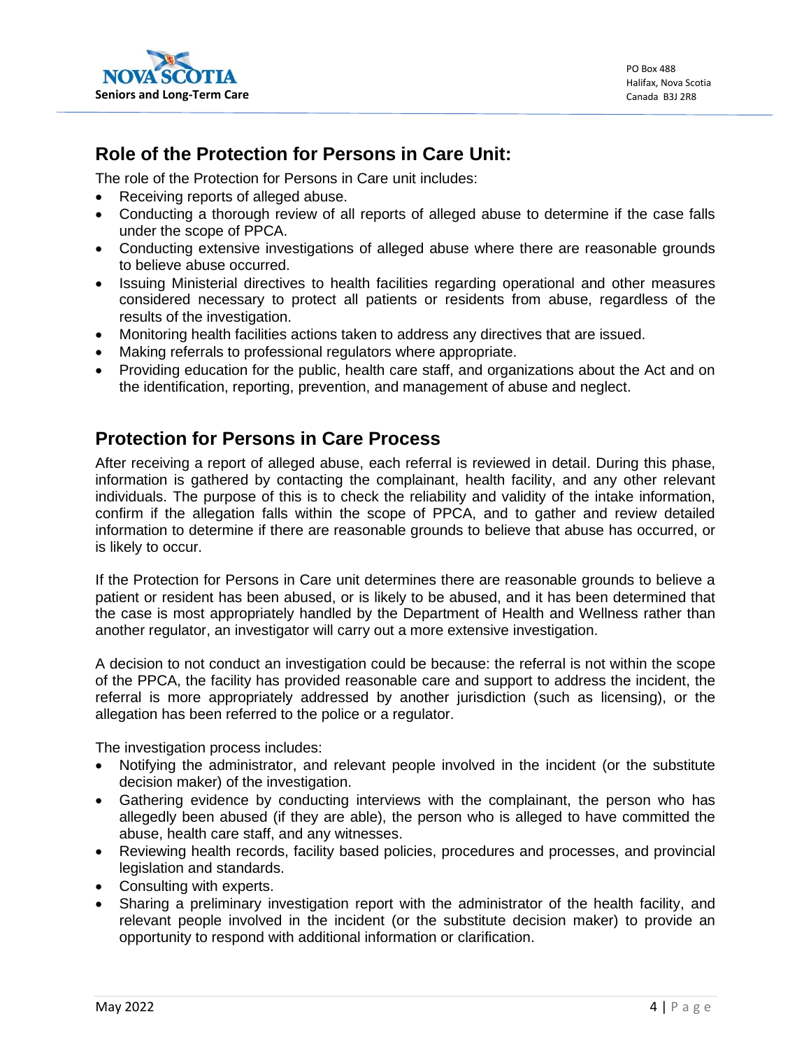## Role of the Protection for Persons in Care Unit:

The role of the Protection for Persons in Care unit includes:

- Receiving reports of alleged abuse.
- Conducting a thorough review of all reports of alleged abuse to determine if the case falls under the scope of PPCA.
- Conducting extensive investigations of alleged abuse where there are reasonable grounds to believe abuse occurred.
- Issuing Ministerial directives to health facilities regarding operational and other measures considered necessary to protect all patients or residents from abuse, regardless of the results of the investigation.
- Monitoring health facilities actions taken to address any directives that are issued.
- Making referrals to professional regulators where appropriate.
- Providing education for the public, health care staff, and organizations about the Act and on the identification, reporting, prevention, and management of abuse and neglect.

## Protection for Persons in Care Process

After receiving a report of alleged abuse, each referral is reviewed in detail. During this phase, information is gathered by contacting the complainant, health facility, and any other relevant individuals. The purpose of this is to check the reliability and validity of the intake information, confirm if the allegation falls within the scope of PPCA, and to gather and review detailed information to determine if there are reasonable grounds to believe that abuse has occurred, or is likely to occur.

If the Protection for Persons in Care unit determines there are reasonable grounds to believe a patient or resident has been abused, or is likely to be abused, and it has been determined that the case is most appropriately handled by the Department of Health and Wellness rather than another regulator, an investigator will carry out a more extensive investigation.

A decision to not conduct an investigation could be because: the referral is not within the scope of the PPCA, the facility has provided reasonable care and support to address the incident, the referral is more appropriately addressed by another jurisdiction (such as licensing), or the allegation has been referred to the police or a regulator.

The investigation process includes:

- Notifying the administrator, and relevant people involved in the incident (or the substitute decision maker) of the investigation.
- Gathering evidence by conducting interviews with the complainant, the person who has allegedly been abused (if they are able), the person who is alleged to have committed the abuse, health care staff, and any witnesses.
- Reviewing health records, facility based policies, procedures and processes, and provincial legislation and standards.
- Consulting with experts.
- Sharing a preliminary investigation report with the administrator of the health facility, and relevant people involved in the incident (or the substitute decision maker) to provide an opportunity to respond with additional information or clarification.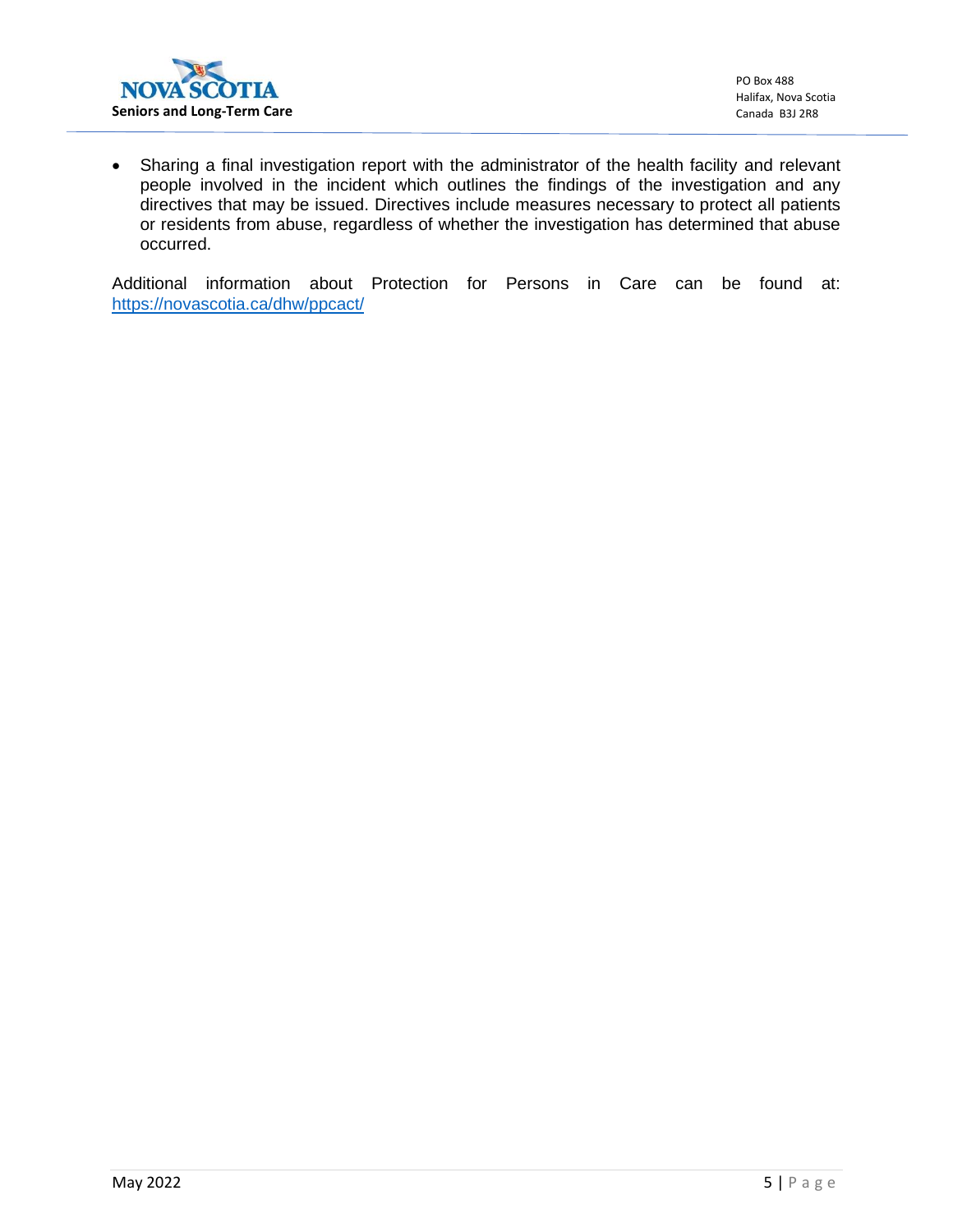- Sharing a final investigation report with the administrator of the health facility and relevant people involved in the incident which outlines the findings of the investigation and any directives that may be issued. Directives include measures necessary to protect all patients or residents from abuse, regardless of whether the investigation has determined that abuse occurred.

Additional information about Protection for Persons in Care can be found at: https://novascotia.ca/dhw/ppcact/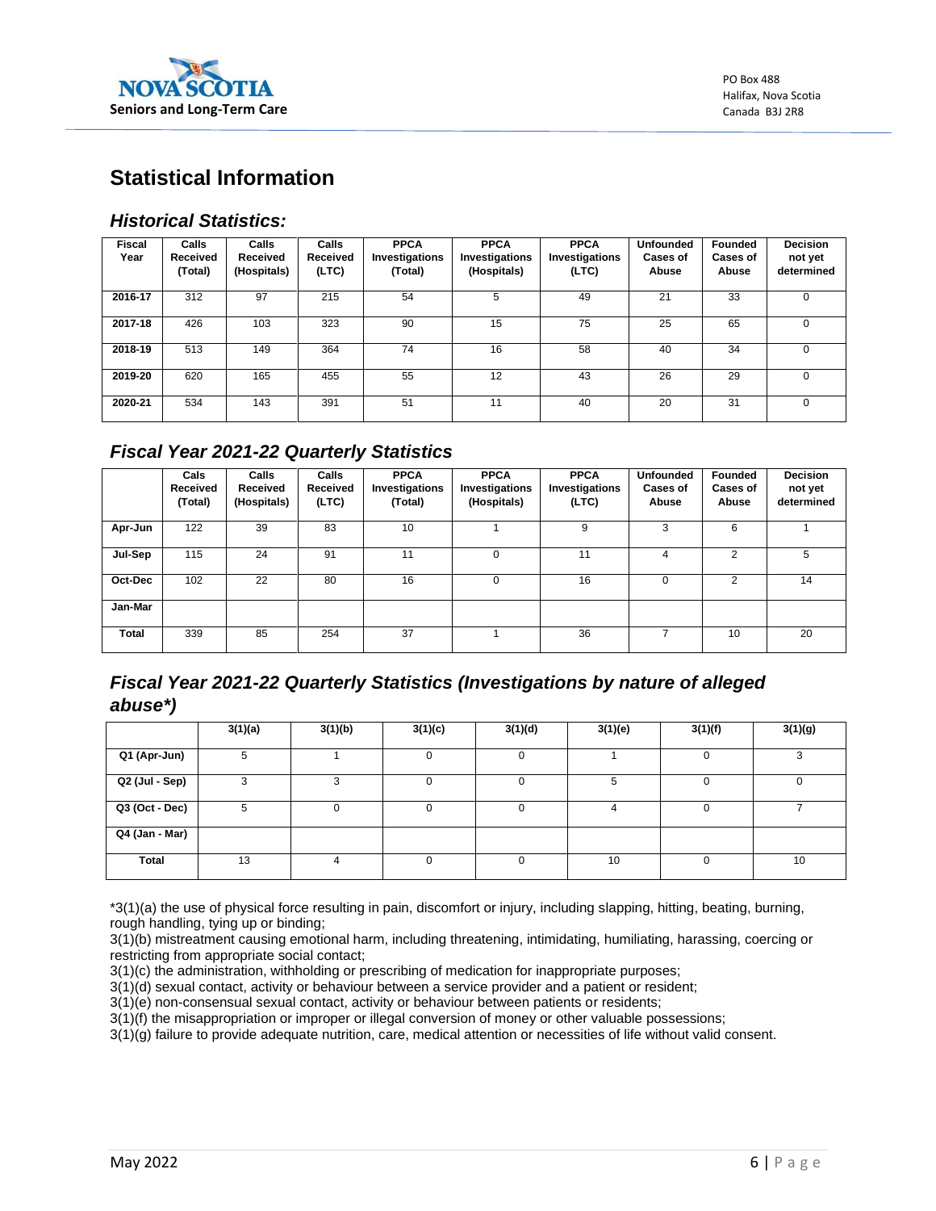## Statistical Information

### *Historical Statistics:*

| Fiscal Year | Calls Received (Total) | Calls Received (Hospitals) | Calls Received (LTC) | PPCA Investigations (Total) | PPCA Investigations (Hospitals) | PPCA Investigations (LTC) | Unfounded Cases of Abuse | Founded Cases of Abuse | Decision not yet determined |
|---|---|---|---|---|---|---|---|---|---|
| **2016-17** | 312 | 97 | 215 | 54 | 5 | 49 | 21 | 33 | 0 |
| **2017-18** | 426 | 103 | 323 | 90 | 15 | 75 | 25 | 65 | 0 |
| **2018-19** | 513 | 149 | 364 | 74 | 16 | 58 | 40 | 34 | 0 |
| **2019-20** | 620 | 165 | 455 | 55 | 12 | 43 | 26 | 29 | 0 |
| **2020-21** | 534 | 143 | 391 | 51 | 11 | 40 | 20 | 31 | 0 |

### *Fiscal Year 2021-22 Quarterly Statistics*

| | Cals Received (Total) | Calls Received (Hospitals) | Calls Received (LTC) | PPCA Investigations (Total) | PPCA Investigations (Hospitals) | PPCA Investigations (LTC) | Unfounded Cases of Abuse | Founded Cases of Abuse | Decision not yet determined |
|---|---|---|---|---|---|---|---|---|---|
| **Apr-Jun** | 122 | 39 | 83 | 10 | 1 | 9 | 3 | 6 | 1 |
| **Jul-Sep** | 115 | 24 | 91 | 11 | 0 | 11 | 4 | 2 | 5 |
| **Oct-Dec** | 102 | 22 | 80 | 16 | 0 | 16 | 0 | 2 | 14 |
| **Jan-Mar** | | | | | | | | | |
| **Total** | 339 | 85 | 254 | 37 | 1 | 36 | 7 | 10 | 20 |

### *Fiscal Year 2021-22 Quarterly Statistics (Investigations by nature of alleged abuse*)*

| | 3(1)(a) | 3(1)(b) | 3(1)(c) | 3(1)(d) | 3(1)(e) | 3(1)(f) | 3(1)(g) |
|---|---|---|---|---|---|---|---|
| **Q1 (Apr-Jun)** | 5 | 1 | 0 | 0 | 1 | 0 | 3 |
| **Q2 (Jul - Sep)** | 3 | 3 | 0 | 0 | 5 | 0 | 0 |
| **Q3 (Oct - Dec)** | 5 | 0 | 0 | 0 | 4 | 0 | 7 |
| **Q4 (Jan - Mar)** | | | | | | | |
| **Total** | 13 | 4 | 0 | 0 | 10 | 0 | 10 |

*3(1)(a) the use of physical force resulting in pain, discomfort or injury, including slapping, hitting, beating, burning, rough handling, tying up or binding;
3(1)(b) mistreatment causing emotional harm, including threatening, intimidating, humiliating, harassing, coercing or restricting from appropriate social contact;
3(1)(c) the administration, withholding or prescribing of medication for inappropriate purposes;
3(1)(d) sexual contact, activity or behaviour between a service provider and a patient or resident;
3(1)(e) non-consensual sexual contact, activity or behaviour between patients or residents;
3(1)(f) the misappropriation or improper or illegal conversion of money or other valuable possessions;
3(1)(g) failure to provide adequate nutrition, care, medical attention or necessities of life without valid consent.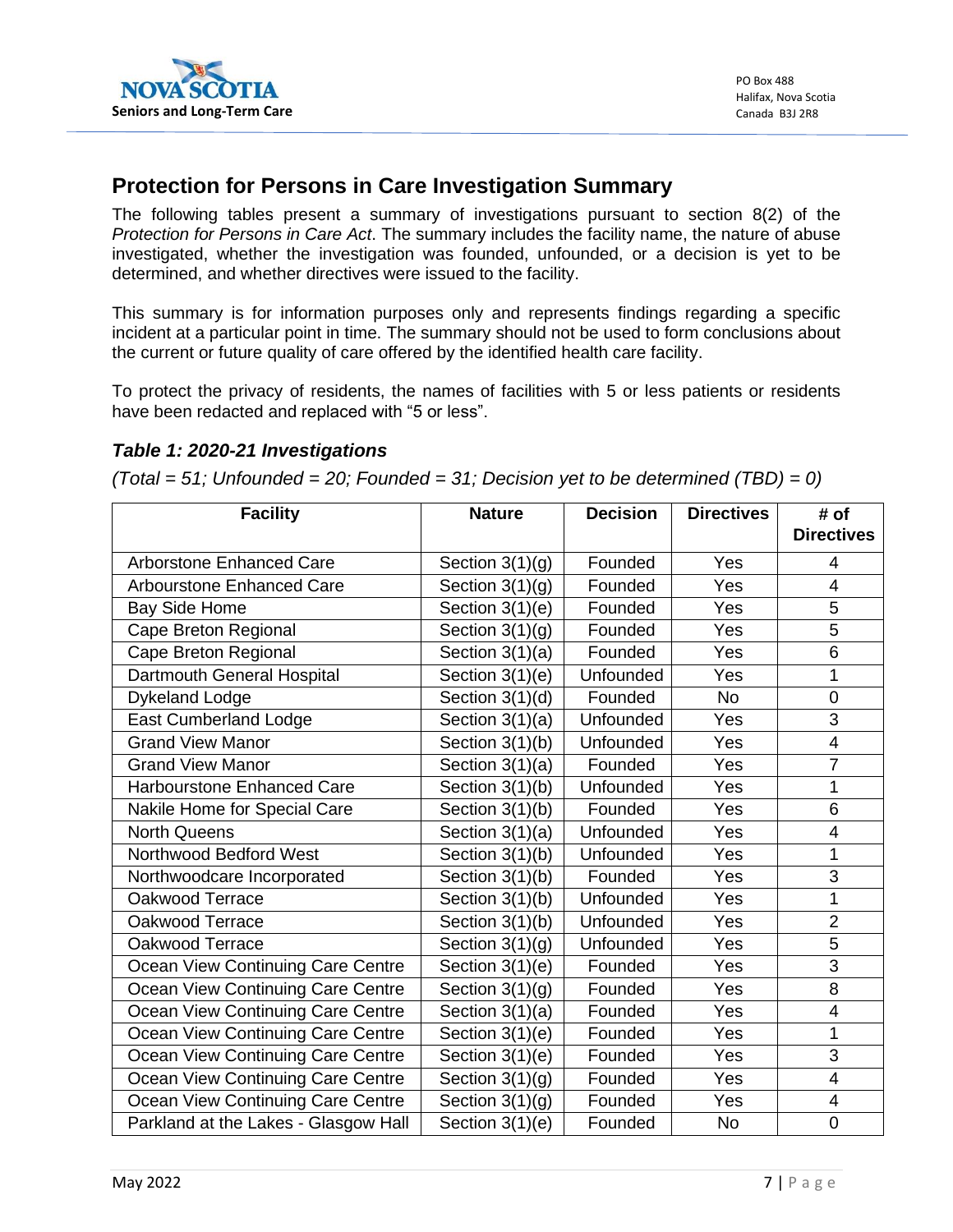## Protection for Persons in Care Investigation Summary

The following tables present a summary of investigations pursuant to section 8(2) of the *Protection for Persons in Care Act*. The summary includes the facility name, the nature of abuse investigated, whether the investigation was founded, unfounded, or a decision is yet to be determined, and whether directives were issued to the facility.

This summary is for information purposes only and represents findings regarding a specific incident at a particular point in time. The summary should not be used to form conclusions about the current or future quality of care offered by the identified health care facility.

To protect the privacy of residents, the names of facilities with 5 or less patients or residents have been redacted and replaced with "5 or less".

### *Table 1: 2020-21 Investigations*

*(Total = 51; Unfounded = 20; Founded = 31; Decision yet to be determined (TBD) = 0)*

| Facility | Nature | Decision | Directives | # of Directives |
|---|---|---|---|---|
| Arborstone Enhanced Care | Section 3(1)(g) | Founded | Yes | 4 |
| Arbourstone Enhanced Care | Section 3(1)(g) | Founded | Yes | 4 |
| Bay Side Home | Section 3(1)(e) | Founded | Yes | 5 |
| Cape Breton Regional | Section 3(1)(g) | Founded | Yes | 5 |
| Cape Breton Regional | Section 3(1)(a) | Founded | Yes | 6 |
| Dartmouth General Hospital | Section 3(1)(e) | Unfounded | Yes | 1 |
| Dykeland Lodge | Section 3(1)(d) | Founded | No | 0 |
| East Cumberland Lodge | Section 3(1)(a) | Unfounded | Yes | 3 |
| Grand View Manor | Section 3(1)(b) | Unfounded | Yes | 4 |
| Grand View Manor | Section 3(1)(a) | Founded | Yes | 7 |
| Harbourstone Enhanced Care | Section 3(1)(b) | Unfounded | Yes | 1 |
| Nakile Home for Special Care | Section 3(1)(b) | Founded | Yes | 6 |
| North Queens | Section 3(1)(a) | Unfounded | Yes | 4 |
| Northwood Bedford West | Section 3(1)(b) | Unfounded | Yes | 1 |
| Northwoodcare Incorporated | Section 3(1)(b) | Founded | Yes | 3 |
| Oakwood Terrace | Section 3(1)(b) | Unfounded | Yes | 1 |
| Oakwood Terrace | Section 3(1)(b) | Unfounded | Yes | 2 |
| Oakwood Terrace | Section 3(1)(g) | Unfounded | Yes | 5 |
| Ocean View Continuing Care Centre | Section 3(1)(e) | Founded | Yes | 3 |
| Ocean View Continuing Care Centre | Section 3(1)(g) | Founded | Yes | 8 |
| Ocean View Continuing Care Centre | Section 3(1)(a) | Founded | Yes | 4 |
| Ocean View Continuing Care Centre | Section 3(1)(e) | Founded | Yes | 1 |
| Ocean View Continuing Care Centre | Section 3(1)(e) | Founded | Yes | 3 |
| Ocean View Continuing Care Centre | Section 3(1)(g) | Founded | Yes | 4 |
| Ocean View Continuing Care Centre | Section 3(1)(g) | Founded | Yes | 4 |
| Parkland at the Lakes - Glasgow Hall | Section 3(1)(e) | Founded | No | 0 |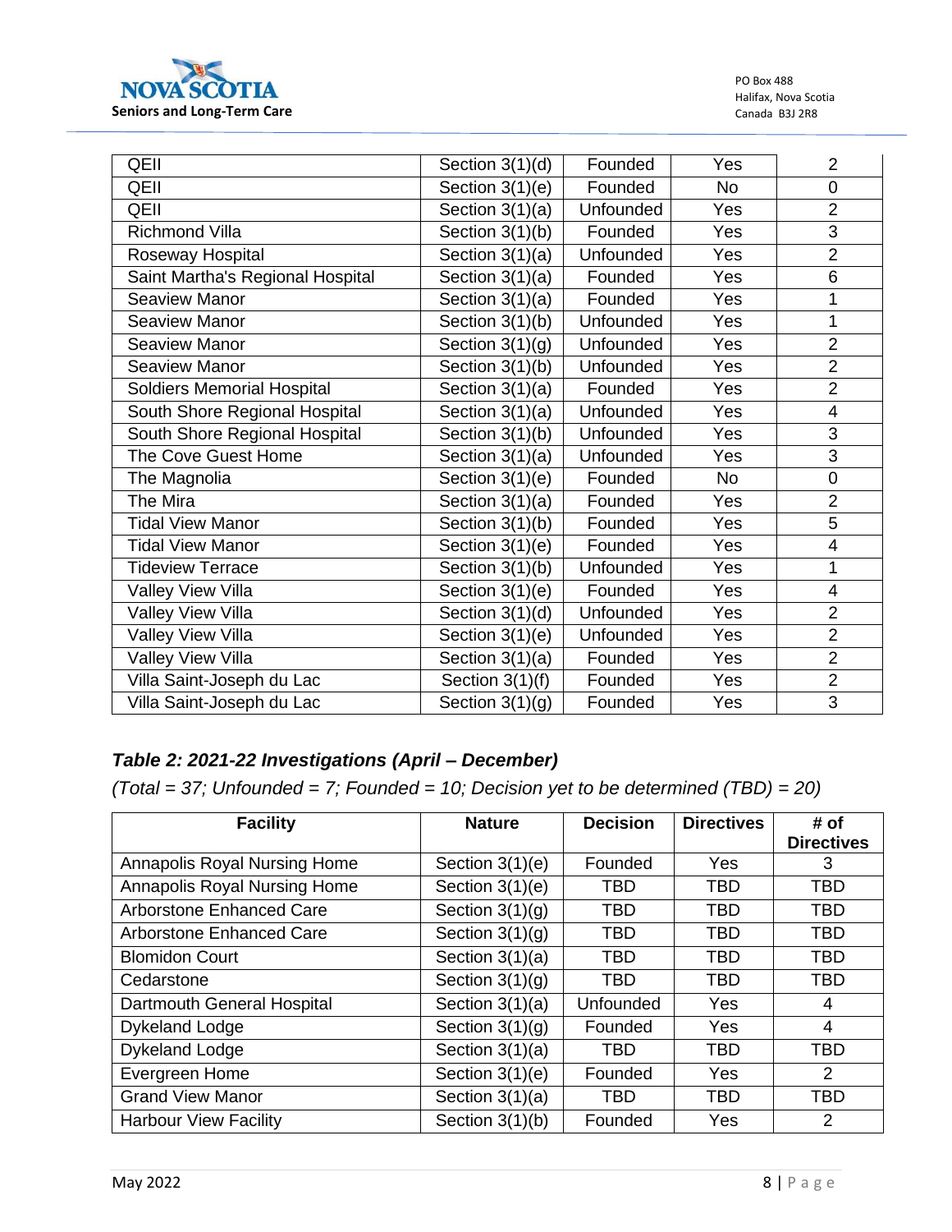| QEII | Section 3(1)(d) | Founded | Yes | 2 |
|---|---|---|---|---|
| QEII | Section 3(1)(e) | Founded | No | 0 |
| QEII | Section 3(1)(a) | Unfounded | Yes | 2 |
| Richmond Villa | Section 3(1)(b) | Founded | Yes | 3 |
| Roseway Hospital | Section 3(1)(a) | Unfounded | Yes | 2 |
| Saint Martha's Regional Hospital | Section 3(1)(a) | Founded | Yes | 6 |
| Seaview Manor | Section 3(1)(a) | Founded | Yes | 1 |
| Seaview Manor | Section 3(1)(b) | Unfounded | Yes | 1 |
| Seaview Manor | Section 3(1)(g) | Unfounded | Yes | 2 |
| Seaview Manor | Section 3(1)(b) | Unfounded | Yes | 2 |
| Soldiers Memorial Hospital | Section 3(1)(a) | Founded | Yes | 2 |
| South Shore Regional Hospital | Section 3(1)(a) | Unfounded | Yes | 4 |
| South Shore Regional Hospital | Section 3(1)(b) | Unfounded | Yes | 3 |
| The Cove Guest Home | Section 3(1)(a) | Unfounded | Yes | 3 |
| The Magnolia | Section 3(1)(e) | Founded | No | 0 |
| The Mira | Section 3(1)(a) | Founded | Yes | 2 |
| Tidal View Manor | Section 3(1)(b) | Founded | Yes | 5 |
| Tidal View Manor | Section 3(1)(e) | Founded | Yes | 4 |
| Tideview Terrace | Section 3(1)(b) | Unfounded | Yes | 1 |
| Valley View Villa | Section 3(1)(e) | Founded | Yes | 4 |
| Valley View Villa | Section 3(1)(d) | Unfounded | Yes | 2 |
| Valley View Villa | Section 3(1)(e) | Unfounded | Yes | 2 |
| Valley View Villa | Section 3(1)(a) | Founded | Yes | 2 |
| Villa Saint-Joseph du Lac | Section 3(1)(f) | Founded | Yes | 2 |
| Villa Saint-Joseph du Lac | Section 3(1)(g) | Founded | Yes | 3 |

### *Table 2: 2021-22 Investigations (April – December)*

*(Total = 37; Unfounded = 7; Founded = 10; Decision yet to be determined (TBD) = 20)*

| Facility | Nature | Decision | Directives | # of Directives |
|---|---|---|---|---|
| Annapolis Royal Nursing Home | Section 3(1)(e) | Founded | Yes | 3 |
| Annapolis Royal Nursing Home | Section 3(1)(e) | TBD | TBD | TBD |
| Arborstone Enhanced Care | Section 3(1)(g) | TBD | TBD | TBD |
| Arborstone Enhanced Care | Section 3(1)(g) | TBD | TBD | TBD |
| Blomidon Court | Section 3(1)(a) | TBD | TBD | TBD |
| Cedarstone | Section 3(1)(g) | TBD | TBD | TBD |
| Dartmouth General Hospital | Section 3(1)(a) | Unfounded | Yes | 4 |
| Dykeland Lodge | Section 3(1)(g) | Founded | Yes | 4 |
| Dykeland Lodge | Section 3(1)(a) | TBD | TBD | TBD |
| Evergreen Home | Section 3(1)(e) | Founded | Yes | 2 |
| Grand View Manor | Section 3(1)(a) | TBD | TBD | TBD |
| Harbour View Facility | Section 3(1)(b) | Founded | Yes | 2 |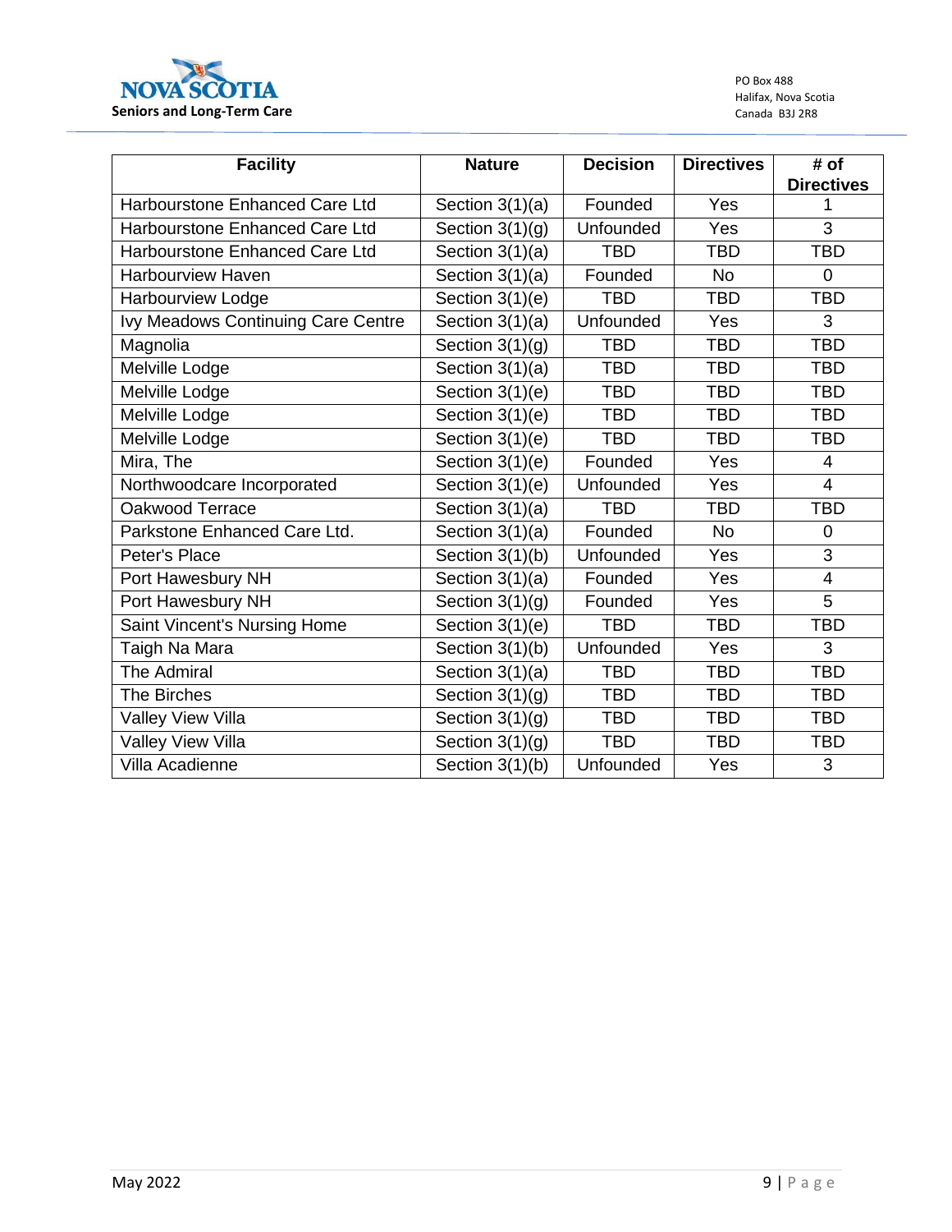| Facility | Nature | Decision | Directives | # of Directives |
|---|---|---|---|---|
| Harbourstone Enhanced Care Ltd | Section 3(1)(a) | Founded | Yes | 1 |
| Harbourstone Enhanced Care Ltd | Section 3(1)(g) | Unfounded | Yes | 3 |
| Harbourstone Enhanced Care Ltd | Section 3(1)(a) | TBD | TBD | TBD |
| Harbourview Haven | Section 3(1)(a) | Founded | No | 0 |
| Harbourview Lodge | Section 3(1)(e) | TBD | TBD | TBD |
| Ivy Meadows Continuing Care Centre | Section 3(1)(a) | Unfounded | Yes | 3 |
| Magnolia | Section 3(1)(g) | TBD | TBD | TBD |
| Melville Lodge | Section 3(1)(a) | TBD | TBD | TBD |
| Melville Lodge | Section 3(1)(e) | TBD | TBD | TBD |
| Melville Lodge | Section 3(1)(e) | TBD | TBD | TBD |
| Melville Lodge | Section 3(1)(e) | TBD | TBD | TBD |
| Mira, The | Section 3(1)(e) | Founded | Yes | 4 |
| Northwoodcare Incorporated | Section 3(1)(e) | Unfounded | Yes | 4 |
| Oakwood Terrace | Section 3(1)(a) | TBD | TBD | TBD |
| Parkstone Enhanced Care Ltd. | Section 3(1)(a) | Founded | No | 0 |
| Peter's Place | Section 3(1)(b) | Unfounded | Yes | 3 |
| Port Hawesbury NH | Section 3(1)(a) | Founded | Yes | 4 |
| Port Hawesbury NH | Section 3(1)(g) | Founded | Yes | 5 |
| Saint Vincent's Nursing Home | Section 3(1)(e) | TBD | TBD | TBD |
| Taigh Na Mara | Section 3(1)(b) | Unfounded | Yes | 3 |
| The Admiral | Section 3(1)(a) | TBD | TBD | TBD |
| The Birches | Section 3(1)(g) | TBD | TBD | TBD |
| Valley View Villa | Section 3(1)(g) | TBD | TBD | TBD |
| Valley View Villa | Section 3(1)(g) | TBD | TBD | TBD |
| Villa Acadienne | Section 3(1)(b) | Unfounded | Yes | 3 |